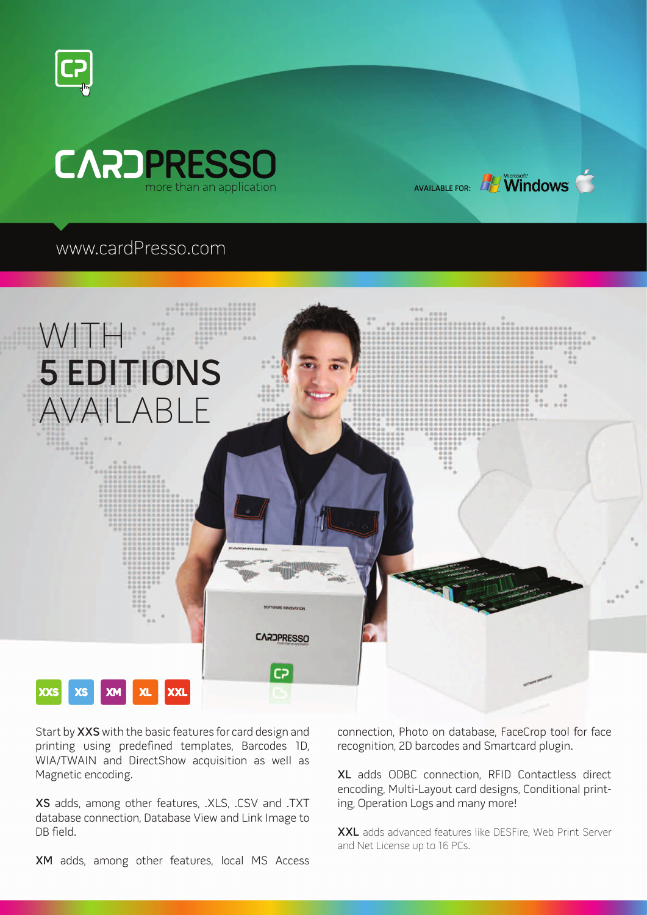# CARDPRESSO

more than an application

AVAILABLE FOR: Windows

www.cardPresso.com

## WITH 5 EDITIONS AVAILABLE

XXS XS XM XL XXL

Start by **XXS** with the basic features for card design and printing using predefined templates, Barcodes 1D, WIA/TWAIN and DirectShow acquisition as well as Magnetic encoding.

**XS** adds, among other features, .XLS, .CSV and .TXT database connection, Database View and Link Image to DB field.

**XM** adds, among other features, local MS Access connection, Photo on database, FaceCrop tool for face recognition, 2D barcodes and Smartcard plugin.

**XL** adds ODBC connection, RFID Contactless direct encoding, Multi-Layout card designs, Conditional printing, Operation Logs and many more!

**XXL** adds advanced features like DESFire, Web Print Server and Net License up to 16 PCs.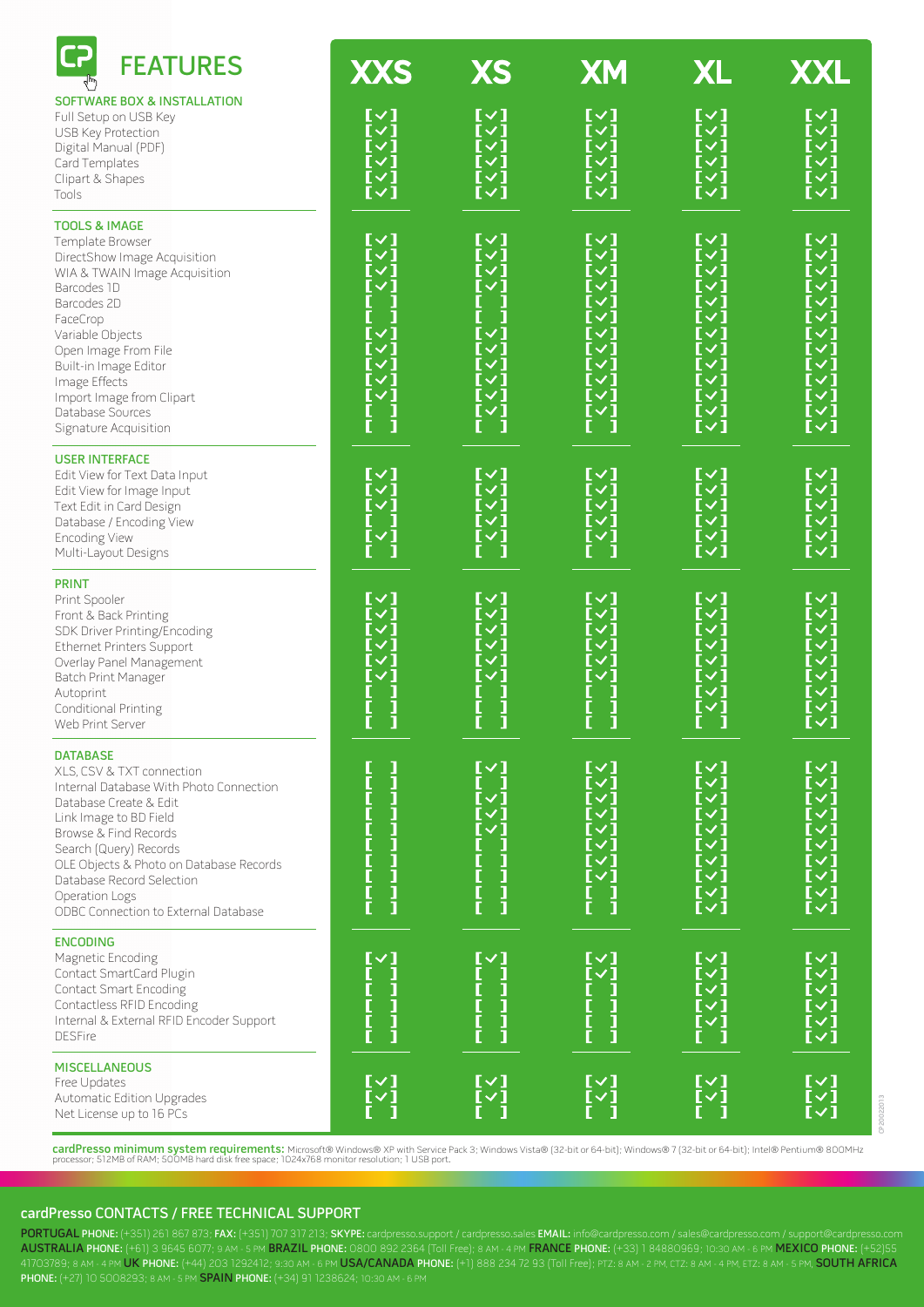# FEATURES

| FEATURES | XXS | XS | XM | XL | XXL |
|---|---|---|---|---|---|
| **SOFTWARE BOX & INSTALLATION** | | | | | |
| Full Setup on USB Key | [✓] | [✓] | [✓] | [✓] | [✓] |
| USB Key Protection | [✓] | [✓] | [✓] | [✓] | [✓] |
| Digital Manual (PDF) | [✓] | [✓] | [✓] | [✓] | [✓] |
| Card Templates | [✓] | [✓] | [✓] | [✓] | [✓] |
| Clipart & Shapes | [✓] | [✓] | [✓] | [✓] | [✓] |
| Tools | [✓] | [✓] | [✓] | [✓] | [✓] |
| **TOOLS & IMAGE** | | | | | |
| Template Browser | [✓] | [✓] | [✓] | [✓] | [✓] |
| DirectShow Image Acquisition | [✓] | [✓] | [✓] | [✓] | [✓] |
| WIA & TWAIN Image Acquisition | [✓] | [✓] | [✓] | [✓] | [✓] |
| Barcodes 1D | [✓] | [✓] | [✓] | [✓] | [✓] |
| Barcodes 2D | [ ] | [ ] | [✓] | [✓] | [✓] |
| FaceCrop | [ ] | [ ] | [✓] | [✓] | [✓] |
| Variable Objects | [✓] | [✓] | [✓] | [✓] | [✓] |
| Open Image From File | [✓] | [✓] | [✓] | [✓] | [✓] |
| Built-in Image Editor | [✓] | [✓] | [✓] | [✓] | [✓] |
| Image Effects | [✓] | [✓] | [✓] | [✓] | [✓] |
| Import Image from Clipart | [✓] | [✓] | [✓] | [✓] | [✓] |
| Database Sources | [ ] | [✓] | [✓] | [✓] | [✓] |
| Signature Acquisition | [ ] | [ ] | [ ] | [✓] | [✓] |
| **USER INTERFACE** | | | | | |
| Edit View for Text Data Input | [✓] | [✓] | [✓] | [✓] | [✓] |
| Edit View for Image Input | [✓] | [✓] | [✓] | [✓] | [✓] |
| Text Edit in Card Design | [✓] | [✓] | [✓] | [✓] | [✓] |
| Database / Encoding View | [ ] | [✓] | [✓] | [✓] | [✓] |
| Encoding View | [✓] | [✓] | [✓] | [✓] | [✓] |
| Multi-Layout Designs | [ ] | [ ] | [ ] | [✓] | [✓] |
| **PRINT** | | | | | |
| Print Spooler | [✓] | [✓] | [✓] | [✓] | [✓] |
| Front & Back Printing | [✓] | [✓] | [✓] | [✓] | [✓] |
| SDK Driver Printing/Encoding | [✓] | [✓] | [✓] | [✓] | [✓] |
| Ethernet Printers Support | [✓] | [✓] | [✓] | [✓] | [✓] |
| Overlay Panel Management | [✓] | [✓] | [✓] | [✓] | [✓] |
| Batch Print Manager | [✓] | [✓] | [✓] | [✓] | [✓] |
| Autoprint | [ ] | [ ] | [ ] | [✓] | [✓] |
| Conditional Printing | [ ] | [ ] | [ ] | [✓] | [✓] |
| Web Print Server | [ ] | [ ] | [ ] | [ ] | [✓] |
| **DATABASE** | | | | | |
| XLS, CSV & TXT connection | [ ] | [✓] | [✓] | [✓] | [✓] |
| Internal Database With Photo Connection | [ ] | [ ] | [✓] | [✓] | [✓] |
| Database Create & Edit | [ ] | [✓] | [✓] | [✓] | [✓] |
| Link Image to BD Field | [ ] | [✓] | [✓] | [✓] | [✓] |
| Browse & Find Records | [ ] | [✓] | [✓] | [✓] | [✓] |
| Search (Query) Records | [ ] | [ ] | [✓] | [✓] | [✓] |
| OLE Objects & Photo on Database Records | [ ] | [ ] | [✓] | [✓] | [✓] |
| Database Record Selection | [ ] | [ ] | [✓] | [✓] | [✓] |
| Operation Logs | [ ] | [ ] | [ ] | [✓] | [✓] |
| ODBC Connection to External Database | [ ] | [ ] | [ ] | [✓] | [✓] |
| **ENCODING** | | | | | |
| Magnetic Encoding | [✓] | [✓] | [✓] | [✓] | [✓] |
| Contact SmartCard Plugin | [ ] | [ ] | [✓] | [✓] | [✓] |
| Contact Smart Encoding | [ ] | [ ] | [ ] | [✓] | [✓] |
| Contactless RFID Encoding | [ ] | [ ] | [ ] | [✓] | [✓] |
| Internal & External RFID Encoder Support | [ ] | [ ] | [ ] | [✓] | [✓] |
| DESFire | [ ] | [ ] | [ ] | [ ] | [✓] |
| **MISCELLANEOUS** | | | | | |
| Free Updates | [✓] | [✓] | [✓] | [✓] | [✓] |
| Automatic Edition Upgrades | [✓] | [✓] | [✓] | [✓] | [✓] |
| Net License up to 16 PCs | [ ] | [ ] | [ ] | [ ] | [✓] |

CP20022013

**cardPresso minimum system requirements:** Microsoft® Windows® XP with Service Pack 3; Windows Vista® (32-bit or 64-bit); Windows® 7 (32-bit or 64-bit); Intel® Pentium® 800MHz processor; 512MB of RAM; 500MB hard disk free space; 1024x768 monitor resolution; 1 USB port.

## cardPresso CONTACTS / FREE TECHNICAL SUPPORT

PORTUGAL **PHONE:** (+351) 261 867 873; **FAX:** (+351) 707 317 213; **SKYPE:** cardpresso.support / cardpresso.sales **EMAIL:** info@cardpresso.com / sales@cardpresso.com / support@cardpresso.com
AUSTRALIA **PHONE:** (+61) 3 9645 6077; 9 AM - 5 PM BRAZIL **PHONE:** 0800 892 2364 (Toll Free); 8 AM - 4 PM FRANCE **PHONE:** (+33) 1 84880969; 10:30 AM - 6 PM MEXICO **PHONE:** (+52)55 41703789; 8 AM - 4 PM UK **PHONE:** (+44) 203 1292412; 9:30 AM - 6 PM USA/CANADA **PHONE:** (+1) 888 234 72 93 (Toll Free); PTZ: 8 AM - 2 PM, CTZ: 8 AM - 4 PM, ETZ: 8 AM - 5 PM, SOUTH AFRICA **PHONE:** (+27) 10 5008293; 8 AM - 5 PM SPAIN **PHONE:** (+34) 91 1238624; 10:30 AM - 6 PM